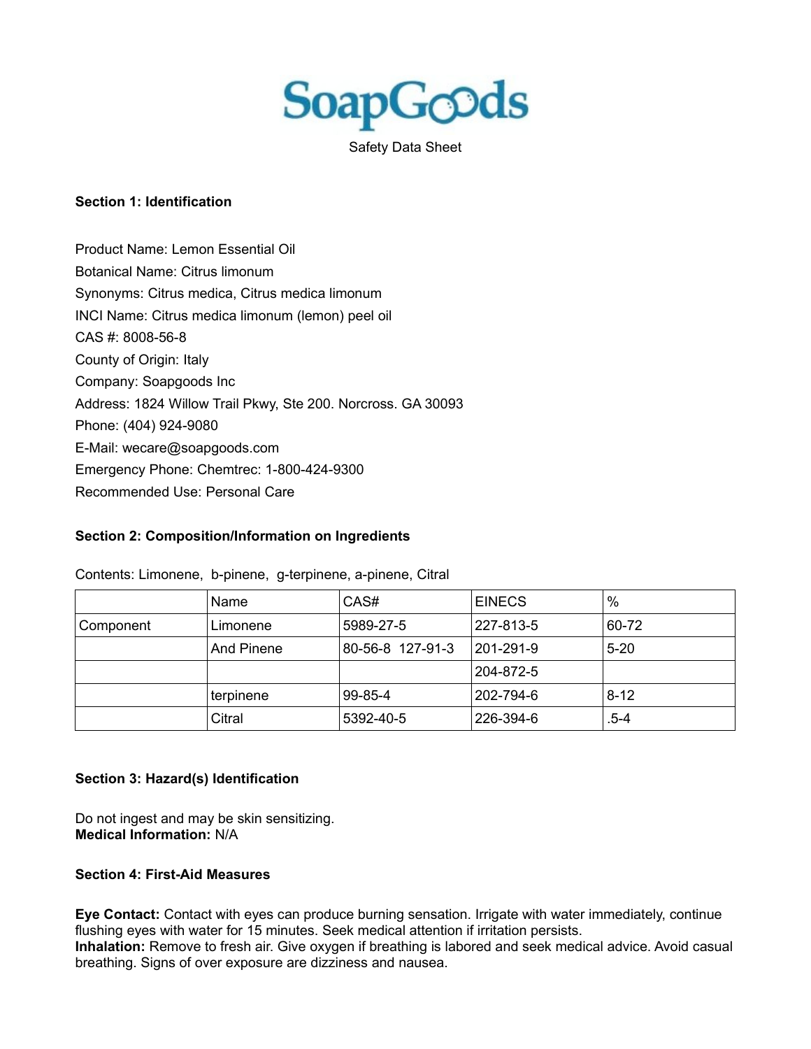# SoapGoods

Safety Data Sheet

**Section 1: Identification**

Product Name: Lemon Essential Oil
Botanical Name: Citrus limonum
Synonyms: Citrus medica, Citrus medica limonum
INCI Name: Citrus medica limonum (lemon) peel oil
CAS #: 8008-56-8
County of Origin: Italy
Company: Soapgoods Inc
Address: 1824 Willow Trail Pkwy, Ste 200. Norcross. GA 30093
Phone: (404) 924-9080
E-Mail: wecare@soapgoods.com
Emergency Phone: Chemtrec: 1-800-424-9300
Recommended Use: Personal Care

**Section 2: Composition/Information on Ingredients**

Contents: Limonene, b-pinene, g-terpinene, a-pinene, Citral

| | Name | CAS# | EINECS | % |
|---|---|---|---|---|
| Component | Limonene | 5989-27-5 | 227-813-5 | 60-72 |
| | And Pinene | 80-56-8 127-91-3 | 201-291-9 | 5-20 |
| | | | 204-872-5 | |
| | terpinene | 99-85-4 | 202-794-6 | 8-12 |
| | Citral | 5392-40-5 | 226-394-6 | .5-4 |

**Section 3: Hazard(s) Identification**

Do not ingest and may be skin sensitizing.
**Medical Information:** N/A

**Section 4: First-Aid Measures**

**Eye Contact:** Contact with eyes can produce burning sensation. Irrigate with water immediately, continue flushing eyes with water for 15 minutes. Seek medical attention if irritation persists.
**Inhalation:** Remove to fresh air. Give oxygen if breathing is labored and seek medical advice. Avoid casual breathing. Signs of over exposure are dizziness and nausea.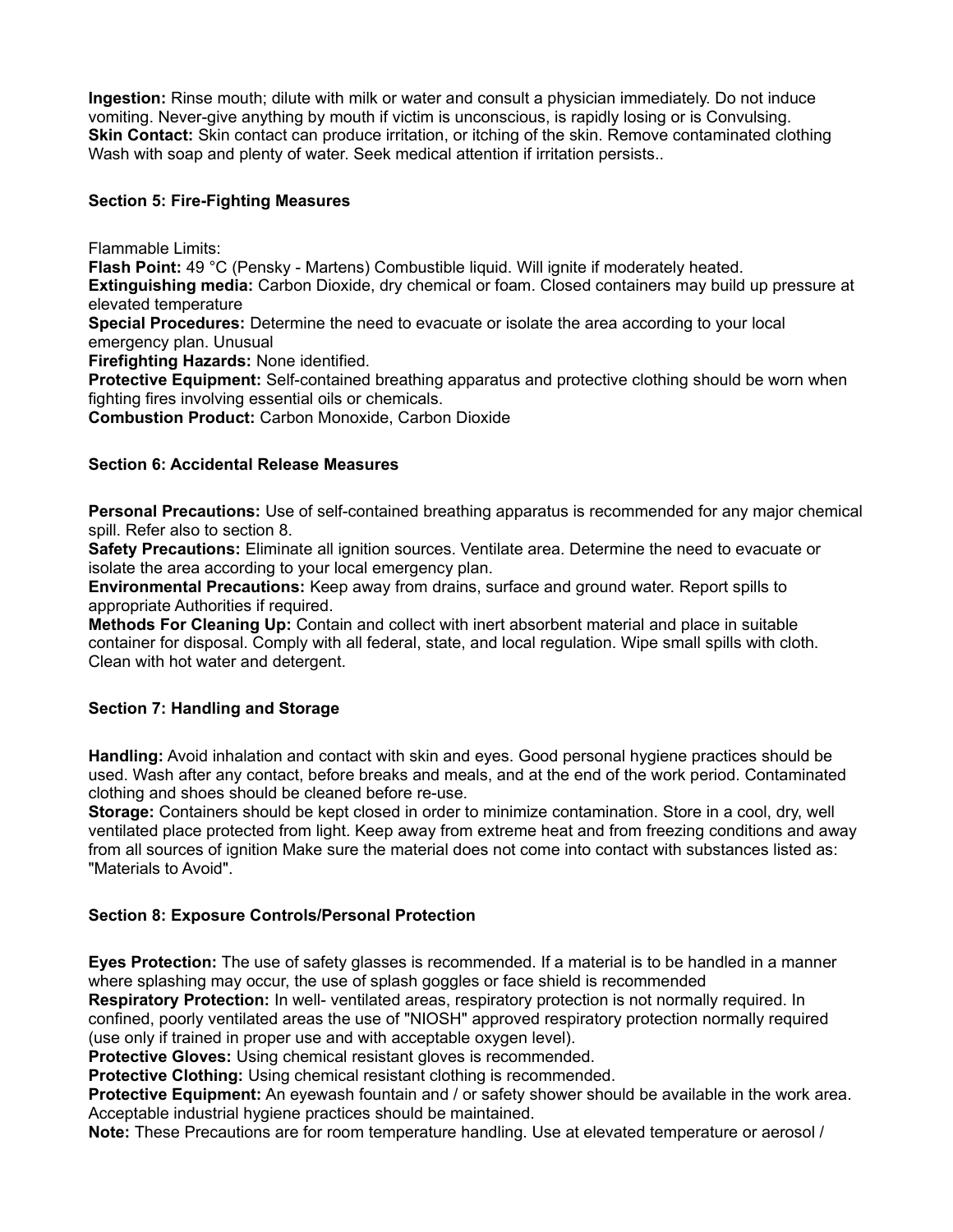**Ingestion:** Rinse mouth; dilute with milk or water and consult a physician immediately. Do not induce vomiting. Never-give anything by mouth if victim is unconscious, is rapidly losing or is Convulsing.
**Skin Contact:** Skin contact can produce irritation, or itching of the skin. Remove contaminated clothing Wash with soap and plenty of water. Seek medical attention if irritation persists..

### Section 5: Fire-Fighting Measures

Flammable Limits:
**Flash Point:** 49 °C (Pensky - Martens) Combustible liquid. Will ignite if moderately heated.
**Extinguishing media:** Carbon Dioxide, dry chemical or foam. Closed containers may build up pressure at elevated temperature
**Special Procedures:** Determine the need to evacuate or isolate the area according to your local emergency plan. Unusual
**Firefighting Hazards:** None identified.
**Protective Equipment:** Self-contained breathing apparatus and protective clothing should be worn when fighting fires involving essential oils or chemicals.
**Combustion Product:** Carbon Monoxide, Carbon Dioxide

### Section 6: Accidental Release Measures

**Personal Precautions:** Use of self-contained breathing apparatus is recommended for any major chemical spill. Refer also to section 8.
**Safety Precautions:** Eliminate all ignition sources. Ventilate area. Determine the need to evacuate or isolate the area according to your local emergency plan.
**Environmental Precautions:** Keep away from drains, surface and ground water. Report spills to appropriate Authorities if required.
**Methods For Cleaning Up:** Contain and collect with inert absorbent material and place in suitable container for disposal. Comply with all federal, state, and local regulation. Wipe small spills with cloth. Clean with hot water and detergent.

### Section 7: Handling and Storage

**Handling:** Avoid inhalation and contact with skin and eyes. Good personal hygiene practices should be used. Wash after any contact, before breaks and meals, and at the end of the work period. Contaminated clothing and shoes should be cleaned before re-use.
**Storage:** Containers should be kept closed in order to minimize contamination. Store in a cool, dry, well ventilated place protected from light. Keep away from extreme heat and from freezing conditions and away from all sources of ignition Make sure the material does not come into contact with substances listed as: "Materials to Avoid".

### Section 8: Exposure Controls/Personal Protection

**Eyes Protection:** The use of safety glasses is recommended. If a material is to be handled in a manner where splashing may occur, the use of splash goggles or face shield is recommended
**Respiratory Protection:** In well- ventilated areas, respiratory protection is not normally required. In confined, poorly ventilated areas the use of "NIOSH" approved respiratory protection normally required (use only if trained in proper use and with acceptable oxygen level).
**Protective Gloves:** Using chemical resistant gloves is recommended.
**Protective Clothing:** Using chemical resistant clothing is recommended.
**Protective Equipment:** An eyewash fountain and / or safety shower should be available in the work area. Acceptable industrial hygiene practices should be maintained.
**Note:** These Precautions are for room temperature handling. Use at elevated temperature or aerosol /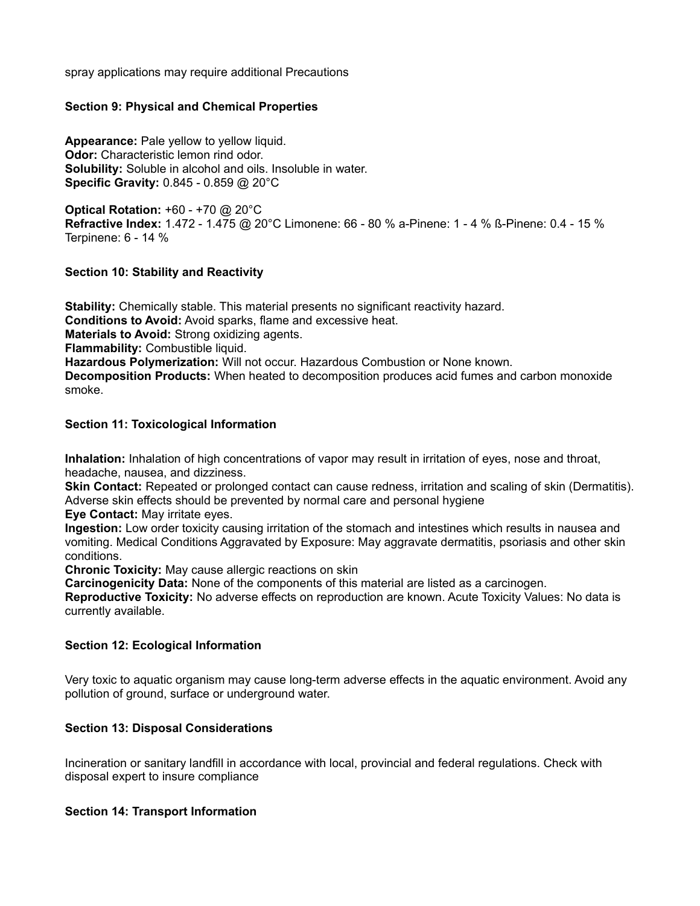spray applications may require additional Precautions

### Section 9: Physical and Chemical Properties

**Appearance:** Pale yellow to yellow liquid.
**Odor:** Characteristic lemon rind odor.
**Solubility:** Soluble in alcohol and oils. Insoluble in water.
**Specific Gravity:** 0.845 - 0.859 @ 20°C

**Optical Rotation:** +60 - +70 @ 20°C
**Refractive Index:** 1.472 - 1.475 @ 20°C Limonene: 66 - 80 % a-Pinene: 1 - 4 % ß-Pinene: 0.4 - 15 % Terpinene: 6 - 14 %

### Section 10: Stability and Reactivity

**Stability:** Chemically stable. This material presents no significant reactivity hazard.
**Conditions to Avoid:** Avoid sparks, flame and excessive heat.
**Materials to Avoid:** Strong oxidizing agents.
**Flammability:** Combustible liquid.
**Hazardous Polymerization:** Will not occur. Hazardous Combustion or None known.
**Decomposition Products:** When heated to decomposition produces acid fumes and carbon monoxide smoke.

### Section 11: Toxicological Information

**Inhalation:** Inhalation of high concentrations of vapor may result in irritation of eyes, nose and throat, headache, nausea, and dizziness.
**Skin Contact:** Repeated or prolonged contact can cause redness, irritation and scaling of skin (Dermatitis). Adverse skin effects should be prevented by normal care and personal hygiene
**Eye Contact:** May irritate eyes.
**Ingestion:** Low order toxicity causing irritation of the stomach and intestines which results in nausea and vomiting. Medical Conditions Aggravated by Exposure: May aggravate dermatitis, psoriasis and other skin conditions.
**Chronic Toxicity:** May cause allergic reactions on skin
**Carcinogenicity Data:** None of the components of this material are listed as a carcinogen.
**Reproductive Toxicity:** No adverse effects on reproduction are known. Acute Toxicity Values: No data is currently available.

### Section 12: Ecological Information

Very toxic to aquatic organism may cause long-term adverse effects in the aquatic environment. Avoid any pollution of ground, surface or underground water.

### Section 13: Disposal Considerations

Incineration or sanitary landfill in accordance with local, provincial and federal regulations. Check with disposal expert to insure compliance

### Section 14: Transport Information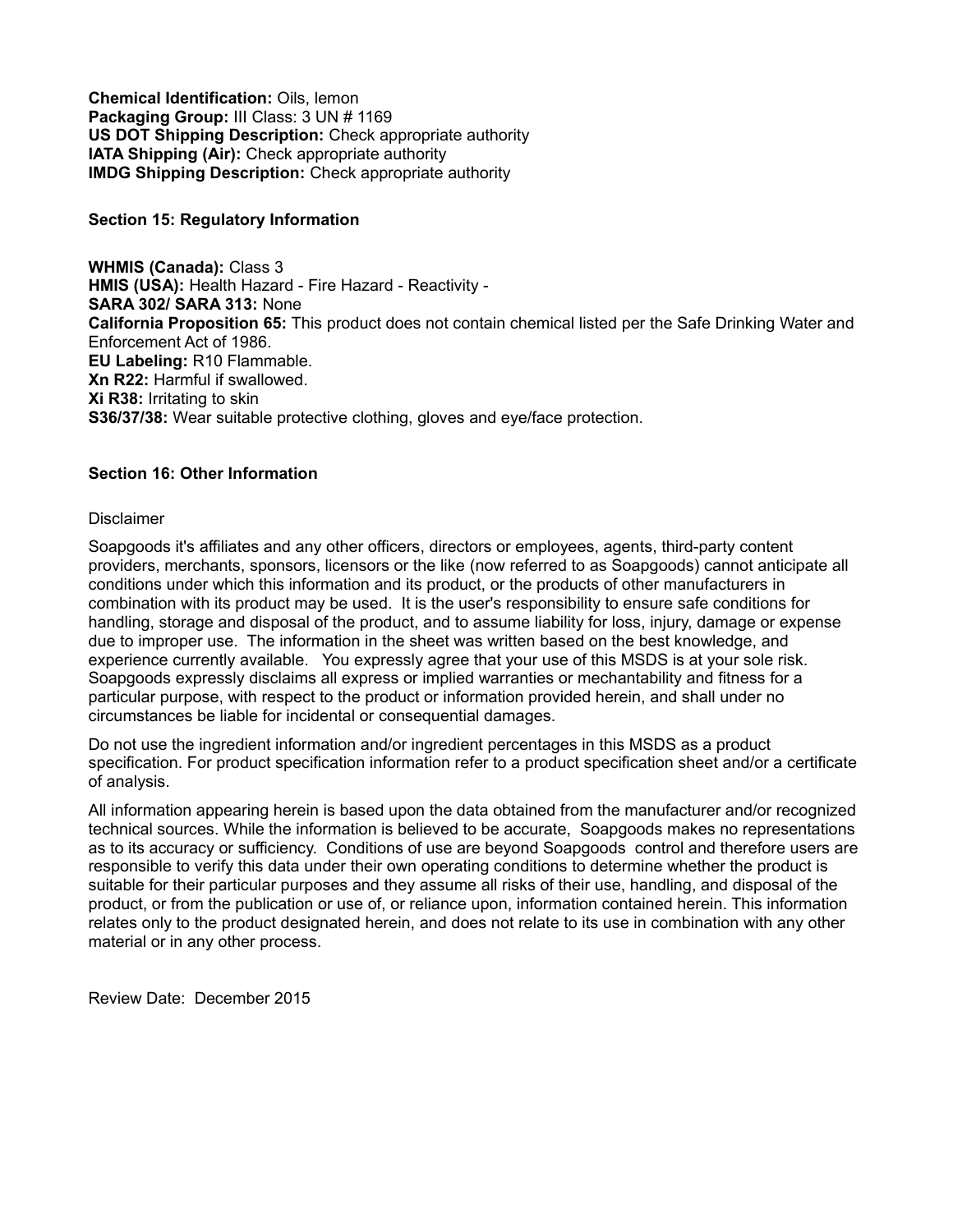**Chemical Identification:** Oils, lemon
**Packaging Group:** III Class: 3 UN # 1169
**US DOT Shipping Description:** Check appropriate authority
**IATA Shipping (Air):** Check appropriate authority
**IMDG Shipping Description:** Check appropriate authority

### Section 15: Regulatory Information

**WHMIS (Canada):** Class 3
**HMIS (USA):** Health Hazard - Fire Hazard - Reactivity -
**SARA 302/ SARA 313:** None
**California Proposition 65:** This product does not contain chemical listed per the Safe Drinking Water and Enforcement Act of 1986.
**EU Labeling:** R10 Flammable.
**Xn R22:** Harmful if swallowed.
**Xi R38:** Irritating to skin
**S36/37/38:** Wear suitable protective clothing, gloves and eye/face protection.

### Section 16: Other Information

Disclaimer

Soapgoods it's affiliates and any other officers, directors or employees, agents, third-party content providers, merchants, sponsors, licensors or the like (now referred to as Soapgoods) cannot anticipate all conditions under which this information and its product, or the products of other manufacturers in combination with its product may be used. It is the user's responsibility to ensure safe conditions for handling, storage and disposal of the product, and to assume liability for loss, injury, damage or expense due to improper use. The information in the sheet was written based on the best knowledge, and experience currently available. You expressly agree that your use of this MSDS is at your sole risk. Soapgoods expressly disclaims all express or implied warranties or mechantability and fitness for a particular purpose, with respect to the product or information provided herein, and shall under no circumstances be liable for incidental or consequential damages.

Do not use the ingredient information and/or ingredient percentages in this MSDS as a product specification. For product specification information refer to a product specification sheet and/or a certificate of analysis.

All information appearing herein is based upon the data obtained from the manufacturer and/or recognized technical sources. While the information is believed to be accurate, Soapgoods makes no representations as to its accuracy or sufficiency. Conditions of use are beyond Soapgoods control and therefore users are responsible to verify this data under their own operating conditions to determine whether the product is suitable for their particular purposes and they assume all risks of their use, handling, and disposal of the product, or from the publication or use of, or reliance upon, information contained herein. This information relates only to the product designated herein, and does not relate to its use in combination with any other material or in any other process.

Review Date: December 2015